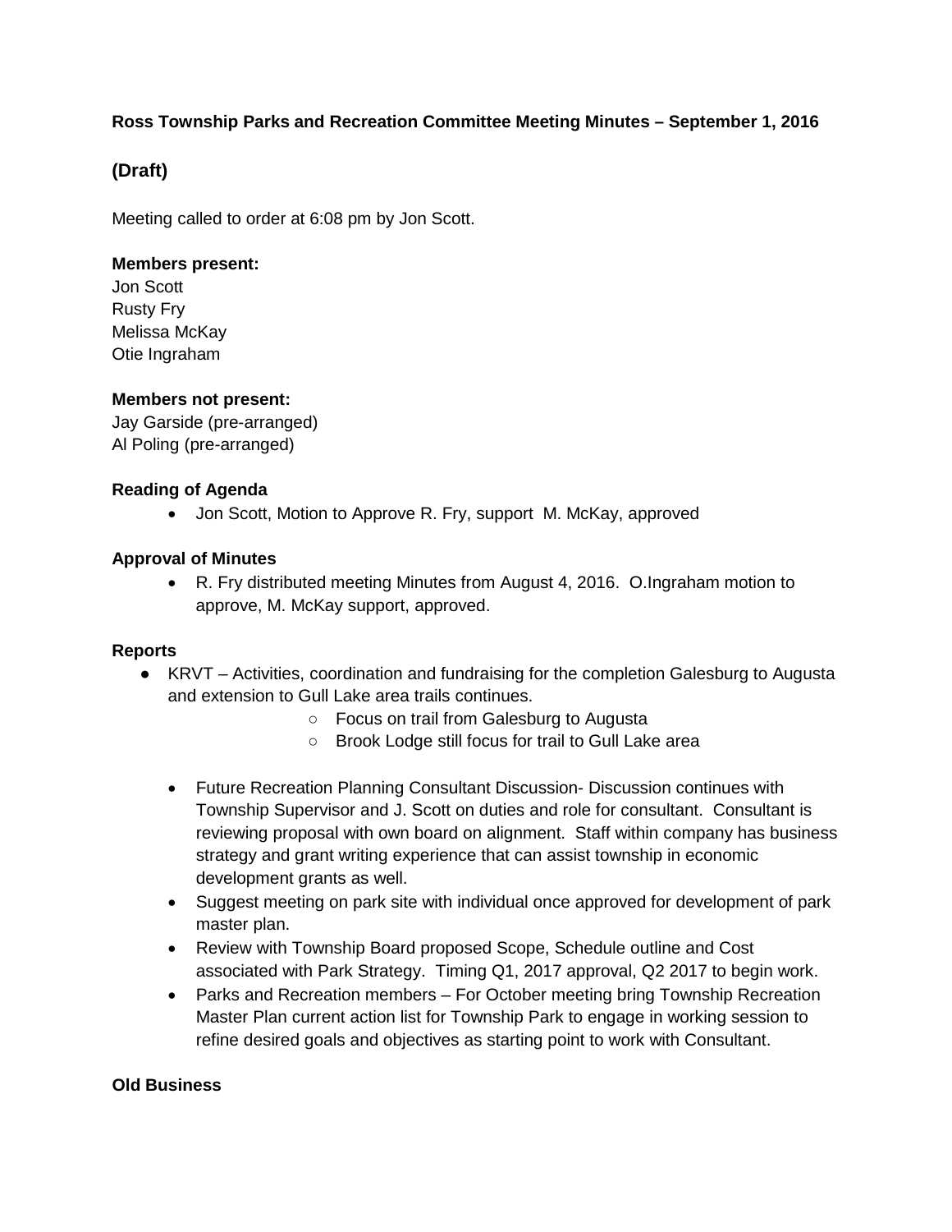**Ross Township Parks and Recreation Committee Meeting Minutes – September 1, 2016**

## (Draft)

Meeting called to order at 6:08 pm by Jon Scott.

**Members present:**
Jon Scott
Rusty Fry
Melissa McKay
Otie Ingraham

**Members not present:**
Jay Garside (pre-arranged)
Al Poling (pre-arranged)

**Reading of Agenda**

- Jon Scott, Motion to Approve R. Fry, support M. McKay, approved

**Approval of Minutes**

- R. Fry distributed meeting Minutes from August 4, 2016. O.Ingraham motion to approve, M. McKay support, approved.

**Reports**

- KRVT – Activities, coordination and fundraising for the completion Galesburg to Augusta and extension to Gull Lake area trails continues.
    - Focus on trail from Galesburg to Augusta
    - Brook Lodge still focus for trail to Gull Lake area

- Future Recreation Planning Consultant Discussion- Discussion continues with Township Supervisor and J. Scott on duties and role for consultant. Consultant is reviewing proposal with own board on alignment. Staff within company has business strategy and grant writing experience that can assist township in economic development grants as well.
- Suggest meeting on park site with individual once approved for development of park master plan.
- Review with Township Board proposed Scope, Schedule outline and Cost associated with Park Strategy. Timing Q1, 2017 approval, Q2 2017 to begin work.
- Parks and Recreation members – For October meeting bring Township Recreation Master Plan current action list for Township Park to engage in working session to refine desired goals and objectives as starting point to work with Consultant.

**Old Business**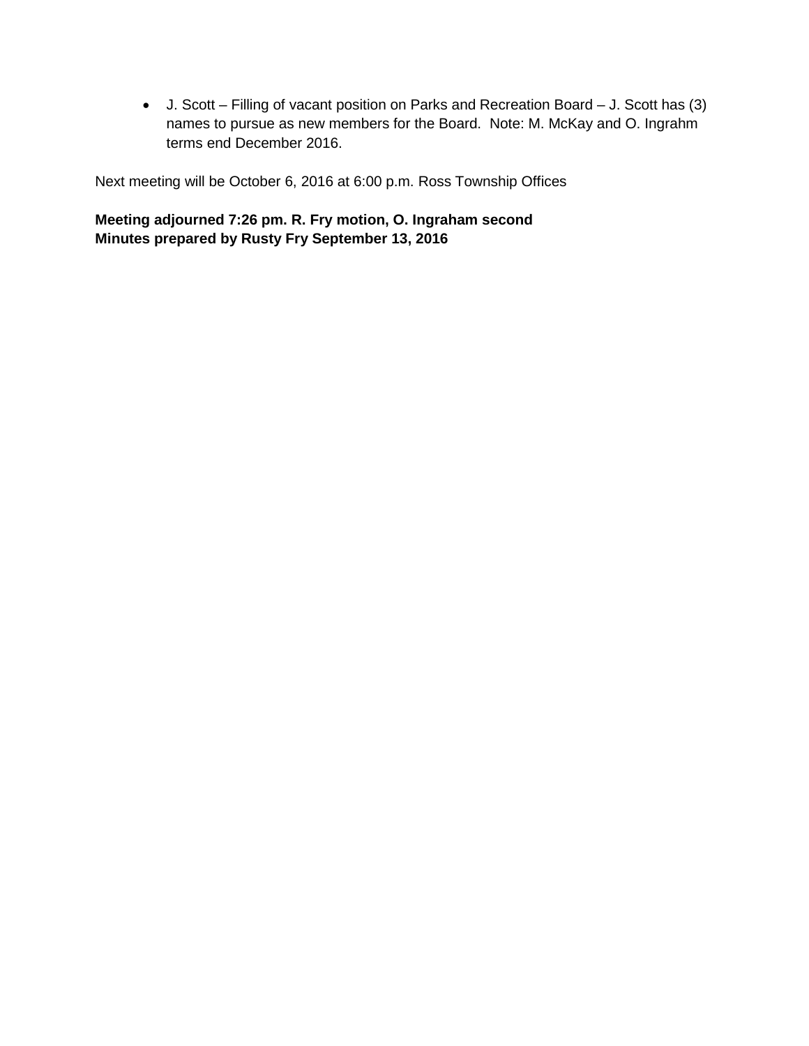- J. Scott – Filling of vacant position on Parks and Recreation Board – J. Scott has (3) names to pursue as new members for the Board. Note: M. McKay and O. Ingrahm terms end December 2016.

Next meeting will be October 6, 2016 at 6:00 p.m. Ross Township Offices

**Meeting adjourned 7:26 pm. R. Fry motion, O. Ingraham second**
**Minutes prepared by Rusty Fry September 13, 2016**